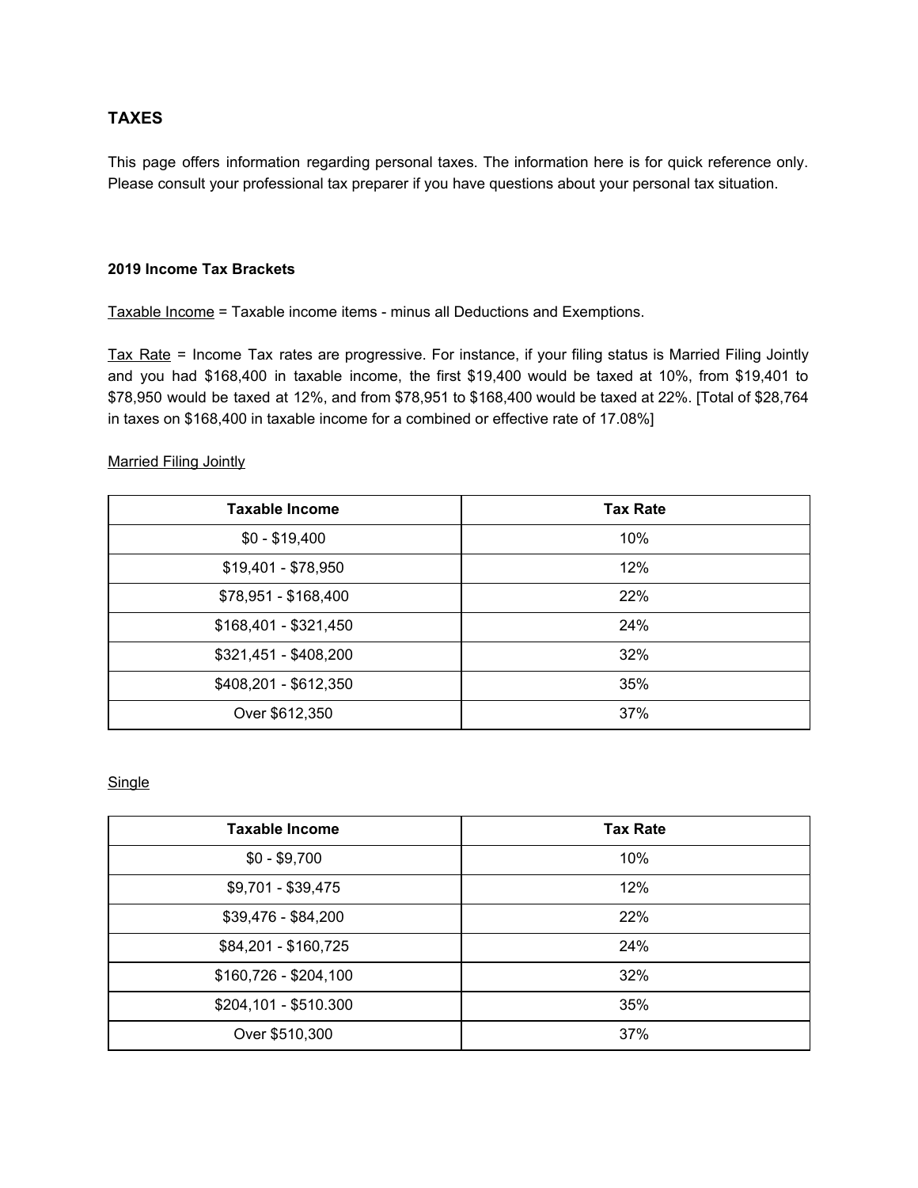## TAXES

This page offers information regarding personal taxes. The information here is for quick reference only. Please consult your professional tax preparer if you have questions about your personal tax situation.

### 2019 Income Tax Brackets

Taxable Income = Taxable income items - minus all Deductions and Exemptions.

Tax Rate = Income Tax rates are progressive. For instance, if your filing status is Married Filing Jointly and you had $168,400 in taxable income, the first $19,400 would be taxed at 10%, from $19,401 to $78,950 would be taxed at 12%, and from $78,951 to $168,400 would be taxed at 22%. [Total of $28,764 in taxes on $168,400 in taxable income for a combined or effective rate of 17.08%]

Married Filing Jointly

| Taxable Income | Tax Rate |
| --- | --- |
| $0 - $19,400 | 10% |
| $19,401 - $78,950 | 12% |
| $78,951 - $168,400 | 22% |
| $168,401 - $321,450 | 24% |
| $321,451 - $408,200 | 32% |
| $408,201 - $612,350 | 35% |
| Over $612,350 | 37% |

Single

| Taxable Income | Tax Rate |
| --- | --- |
| $0 - $9,700 | 10% |
| $9,701 - $39,475 | 12% |
| $39,476 - $84,200 | 22% |
| $84,201 - $160,725 | 24% |
| $160,726 - $204,100 | 32% |
| $204,101 - $510.300 | 35% |
| Over $510,300 | 37% |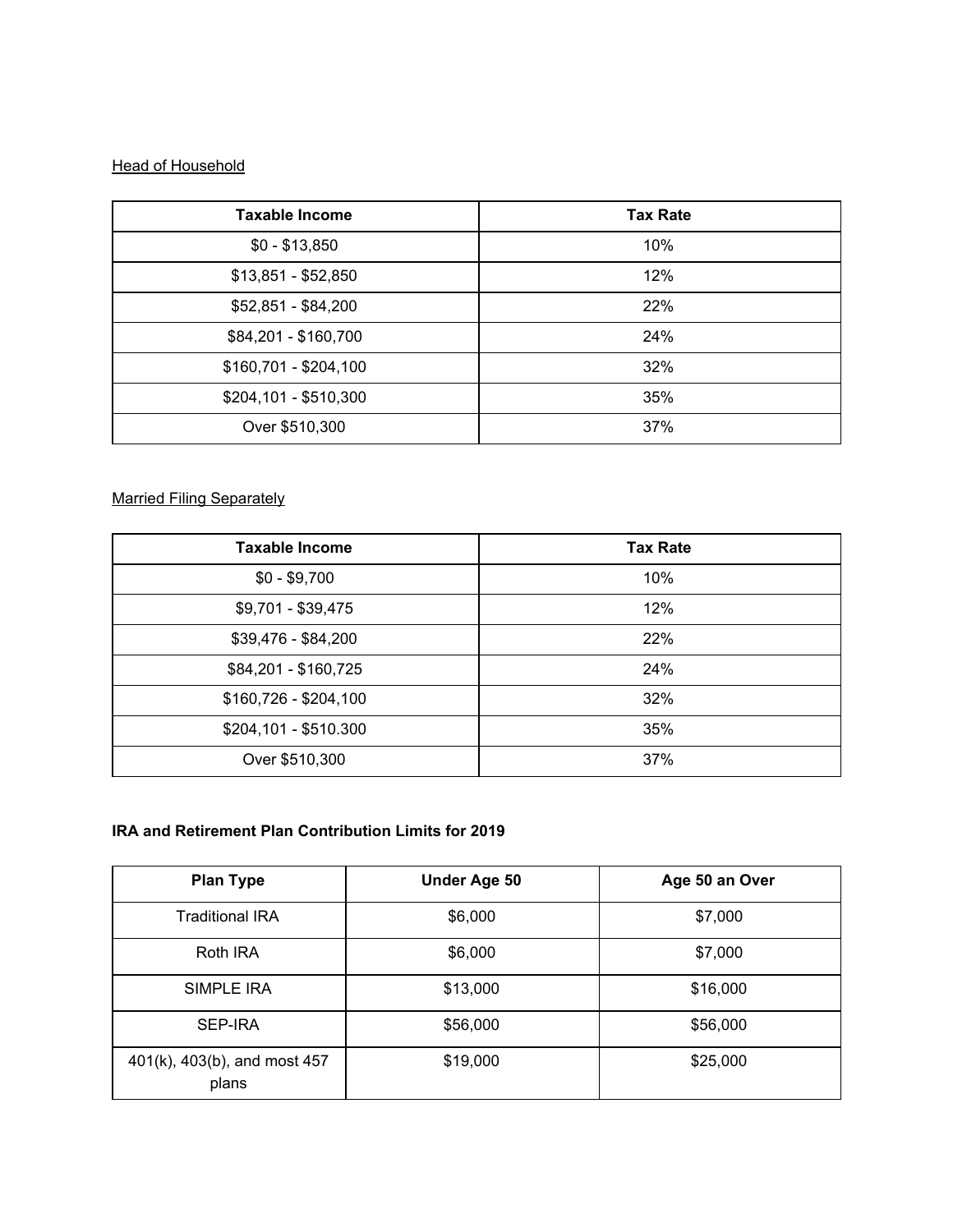Head of Household

| Taxable Income | Tax Rate |
| --- | --- |
| $0 - $13,850 | 10% |
| $13,851 - $52,850 | 12% |
| $52,851 - $84,200 | 22% |
| $84,201 - $160,700 | 24% |
| $160,701 - $204,100 | 32% |
| $204,101 - $510,300 | 35% |
| Over $510,300 | 37% |

Married Filing Separately

| Taxable Income | Tax Rate |
| --- | --- |
| $0 - $9,700 | 10% |
| $9,701 - $39,475 | 12% |
| $39,476 - $84,200 | 22% |
| $84,201 - $160,725 | 24% |
| $160,726 - $204,100 | 32% |
| $204,101 - $510.300 | 35% |
| Over $510,300 | 37% |

**IRA and Retirement Plan Contribution Limits for 2019**

| Plan Type | Under Age 50 | Age 50 an Over |
| --- | --- | --- |
| Traditional IRA | $6,000 | $7,000 |
| Roth IRA | $6,000 | $7,000 |
| SIMPLE IRA | $13,000 | $16,000 |
| SEP-IRA | $56,000 | $56,000 |
| 401(k), 403(b), and most 457 plans | $19,000 | $25,000 |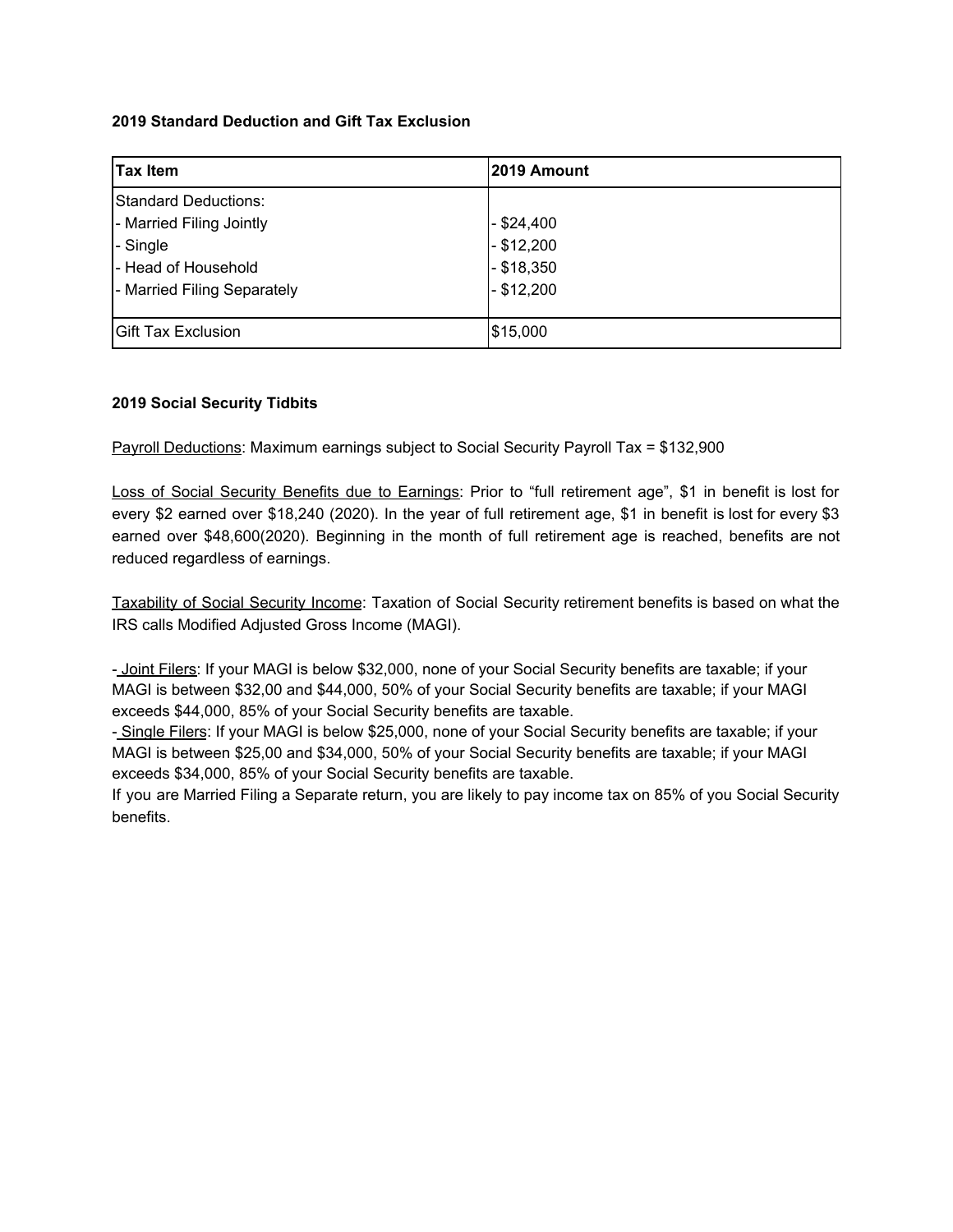**2019 Standard Deduction and Gift Tax Exclusion**

| Tax Item | 2019 Amount |
|---|---|
| Standard Deductions:<br>- Married Filing Jointly<br>- Single<br>- Head of Household<br>- Married Filing Separately | <br>- $24,400<br>- $12,200<br>- $18,350<br>- $12,200 |
| Gift Tax Exclusion | $15,000 |

**2019 Social Security Tidbits**

Payroll Deductions: Maximum earnings subject to Social Security Payroll Tax = $132,900

Loss of Social Security Benefits due to Earnings: Prior to "full retirement age", $1 in benefit is lost for every $2 earned over $18,240 (2020). In the year of full retirement age, $1 in benefit is lost for every $3 earned over $48,600(2020). Beginning in the month of full retirement age is reached, benefits are not reduced regardless of earnings.

Taxability of Social Security Income: Taxation of Social Security retirement benefits is based on what the IRS calls Modified Adjusted Gross Income (MAGI).

- Joint Filers: If your MAGI is below $32,000, none of your Social Security benefits are taxable; if your MAGI is between $32,00 and $44,000, 50% of your Social Security benefits are taxable; if your MAGI exceeds $44,000, 85% of your Social Security benefits are taxable.
- Single Filers: If your MAGI is below $25,000, none of your Social Security benefits are taxable; if your MAGI is between $25,00 and $34,000, 50% of your Social Security benefits are taxable; if your MAGI exceeds $34,000, 85% of your Social Security benefits are taxable.

If you are Married Filing a Separate return, you are likely to pay income tax on 85% of you Social Security benefits.